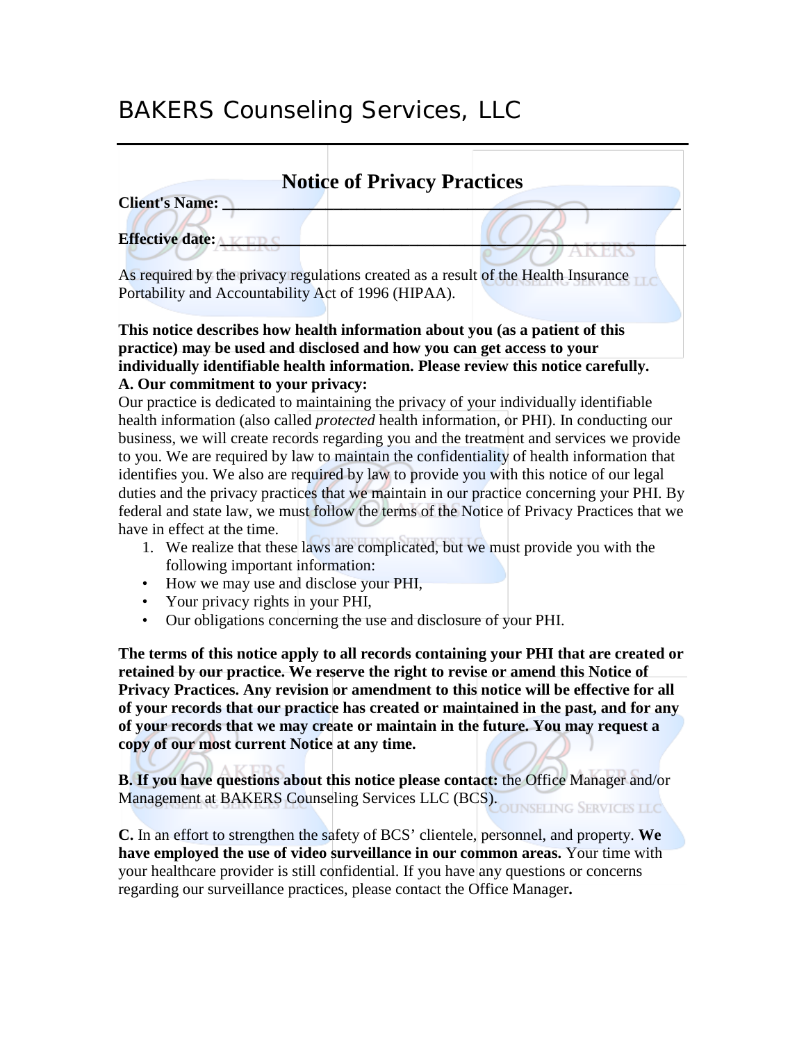# BAKERS Counseling Services, LLC

## Notice of Privacy Practices

**Client's Name:** ______________________________________________

**Effective date:** ______________________________________________

As required by the privacy regulations created as a result of the Health Insurance Portability and Accountability Act of 1996 (HIPAA).

**This notice describes how health information about you (as a patient of this practice) may be used and disclosed and how you can get access to your individually identifiable health information. Please review this notice carefully.**

**A. Our commitment to your privacy:**

Our practice is dedicated to maintaining the privacy of your individually identifiable health information (also called *protected* health information, or PHI). In conducting our business, we will create records regarding you and the treatment and services we provide to you. We are required by law to maintain the confidentiality of health information that identifies you. We also are required by law to provide you with this notice of our legal duties and the privacy practices that we maintain in our practice concerning your PHI. By federal and state law, we must follow the terms of the Notice of Privacy Practices that we have in effect at the time.

1. We realize that these laws are complicated, but we must provide you with the following important information:

- How we may use and disclose your PHI,
- Your privacy rights in your PHI,
- Our obligations concerning the use and disclosure of your PHI.

**The terms of this notice apply to all records containing your PHI that are created or retained by our practice. We reserve the right to revise or amend this Notice of Privacy Practices. Any revision or amendment to this notice will be effective for all of your records that our practice has created or maintained in the past, and for any of your records that we may create or maintain in the future. You may request a copy of our most current Notice at any time.**

**B. If you have questions about this notice please contact:** the Office Manager and/or Management at BAKERS Counseling Services LLC (BCS).

**C.** In an effort to strengthen the safety of BCS' clientele, personnel, and property. **We have employed the use of video surveillance in our common areas.** Your time with your healthcare provider is still confidential. If you have any questions or concerns regarding our surveillance practices, please contact the Office Manager**.**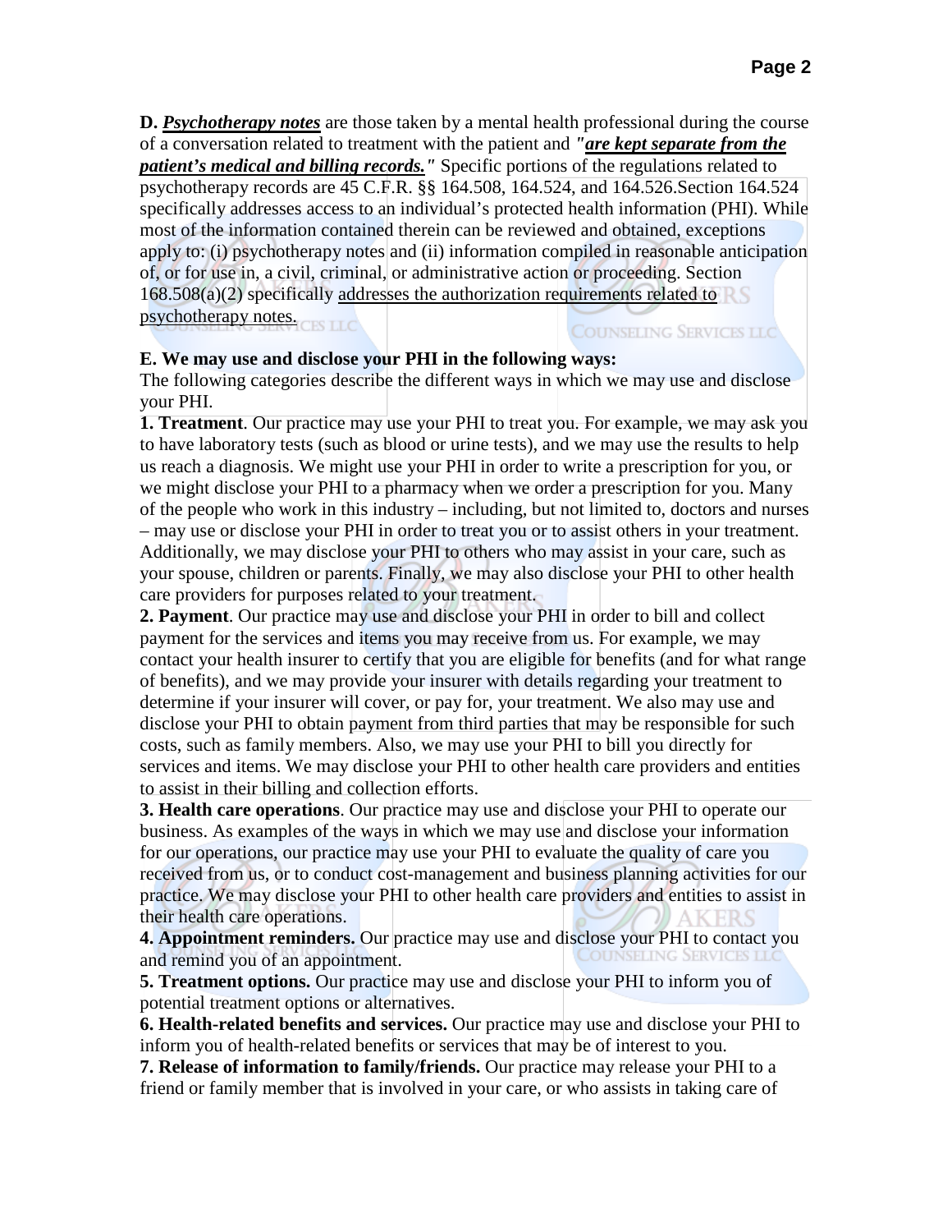**D. *<u>Psychotherapy notes</u>*** are those taken by a mental health professional during the course of a conversation related to treatment with the patient and ***"<u>are kept separate from the patient's medical and billing records.</u>"*** Specific portions of the regulations related to psychotherapy records are 45 C.F.R. §§ 164.508, 164.524, and 164.526.Section 164.524 specifically addresses access to an individual's protected health information (PHI). While most of the information contained therein can be reviewed and obtained, exceptions apply to: (i) psychotherapy notes and (ii) information compiled in reasonable anticipation of, or for use in, a civil, criminal, or administrative action or proceeding. Section 168.508(a)(2) specifically <u>addresses the authorization requirements related to psychotherapy notes.</u>

**E. We may use and disclose your PHI in the following ways:**

The following categories describe the different ways in which we may use and disclose your PHI.

**1. Treatment**. Our practice may use your PHI to treat you. For example, we may ask you to have laboratory tests (such as blood or urine tests), and we may use the results to help us reach a diagnosis. We might use your PHI in order to write a prescription for you, or we might disclose your PHI to a pharmacy when we order a prescription for you. Many of the people who work in this industry – including, but not limited to, doctors and nurses – may use or disclose your PHI in order to treat you or to assist others in your treatment. Additionally, we may disclose your PHI to others who may assist in your care, such as your spouse, children or parents. Finally, we may also disclose your PHI to other health care providers for purposes related to your treatment.

**2. Payment**. Our practice may use and disclose your PHI in order to bill and collect payment for the services and items you may receive from us. For example, we may contact your health insurer to certify that you are eligible for benefits (and for what range of benefits), and we may provide your insurer with details regarding your treatment to determine if your insurer will cover, or pay for, your treatment. We also may use and disclose your PHI to obtain payment from third parties that may be responsible for such costs, such as family members. Also, we may use your PHI to bill you directly for services and items. We may disclose your PHI to other health care providers and entities to assist in their billing and collection efforts.

**3. Health care operations**. Our practice may use and disclose your PHI to operate our business. As examples of the ways in which we may use and disclose your information for our operations, our practice may use your PHI to evaluate the quality of care you received from us, or to conduct cost-management and business planning activities for our practice. We may disclose your PHI to other health care providers and entities to assist in their health care operations.

**4. Appointment reminders.** Our practice may use and disclose your PHI to contact you and remind you of an appointment.

**5. Treatment options.** Our practice may use and disclose your PHI to inform you of potential treatment options or alternatives.

**6. Health-related benefits and services.** Our practice may use and disclose your PHI to inform you of health-related benefits or services that may be of interest to you.

**7. Release of information to family/friends.** Our practice may release your PHI to a friend or family member that is involved in your care, or who assists in taking care of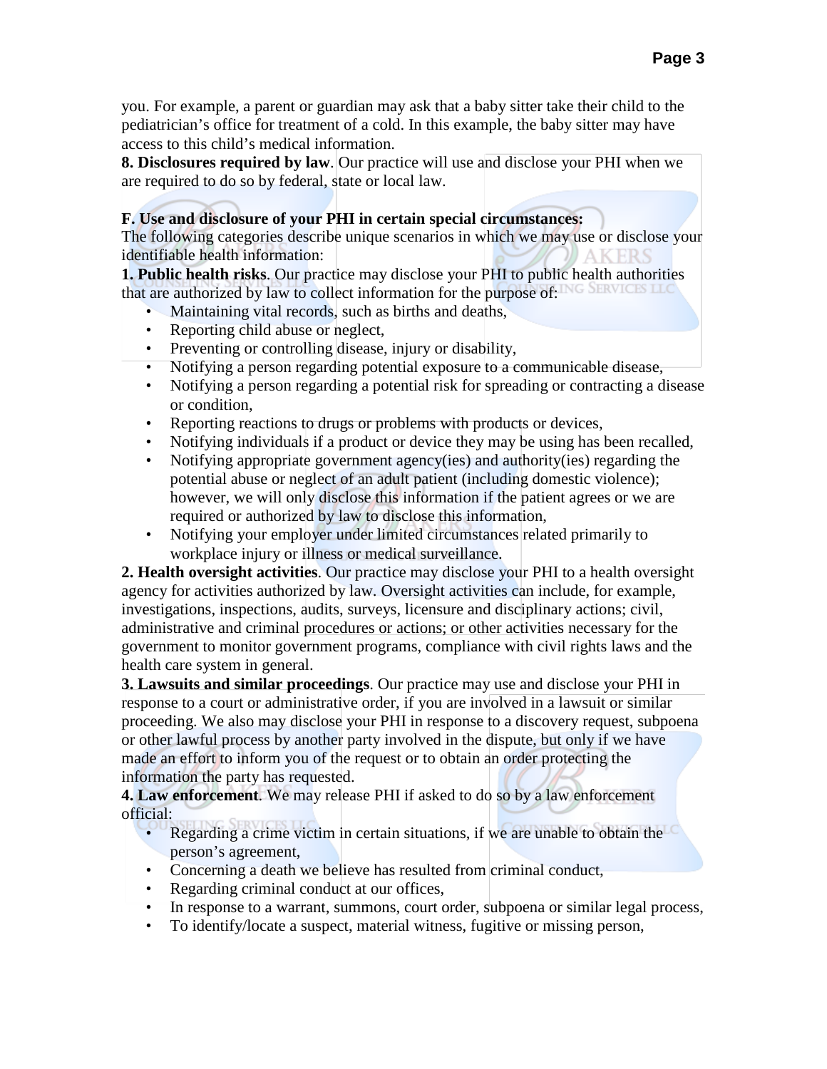you. For example, a parent or guardian may ask that a baby sitter take their child to the pediatrician's office for treatment of a cold. In this example, the baby sitter may have access to this child's medical information.

**8. Disclosures required by law**. Our practice will use and disclose your PHI when we are required to do so by federal, state or local law.

**F. Use and disclosure of your PHI in certain special circumstances:**

The following categories describe unique scenarios in which we may use or disclose your identifiable health information:

**1. Public health risks**. Our practice may disclose your PHI to public health authorities that are authorized by law to collect information for the purpose of:

- Maintaining vital records, such as births and deaths,
- Reporting child abuse or neglect,
- Preventing or controlling disease, injury or disability,
- Notifying a person regarding potential exposure to a communicable disease,
- Notifying a person regarding a potential risk for spreading or contracting a disease or condition,
- Reporting reactions to drugs or problems with products or devices,
- Notifying individuals if a product or device they may be using has been recalled,
- Notifying appropriate government agency(ies) and authority(ies) regarding the potential abuse or neglect of an adult patient (including domestic violence); however, we will only disclose this information if the patient agrees or we are required or authorized by law to disclose this information,
- Notifying your employer under limited circumstances related primarily to workplace injury or illness or medical surveillance.

**2. Health oversight activities**. Our practice may disclose your PHI to a health oversight agency for activities authorized by law. Oversight activities can include, for example, investigations, inspections, audits, surveys, licensure and disciplinary actions; civil, administrative and criminal procedures or actions; or other activities necessary for the government to monitor government programs, compliance with civil rights laws and the health care system in general.

**3. Lawsuits and similar proceedings**. Our practice may use and disclose your PHI in response to a court or administrative order, if you are involved in a lawsuit or similar proceeding. We also may disclose your PHI in response to a discovery request, subpoena or other lawful process by another party involved in the dispute, but only if we have made an effort to inform you of the request or to obtain an order protecting the information the party has requested.

**4. Law enforcement**. We may release PHI if asked to do so by a law enforcement official:

- Regarding a crime victim in certain situations, if we are unable to obtain the person's agreement,
- Concerning a death we believe has resulted from criminal conduct,
- Regarding criminal conduct at our offices,
- In response to a warrant, summons, court order, subpoena or similar legal process,
- To identify/locate a suspect, material witness, fugitive or missing person,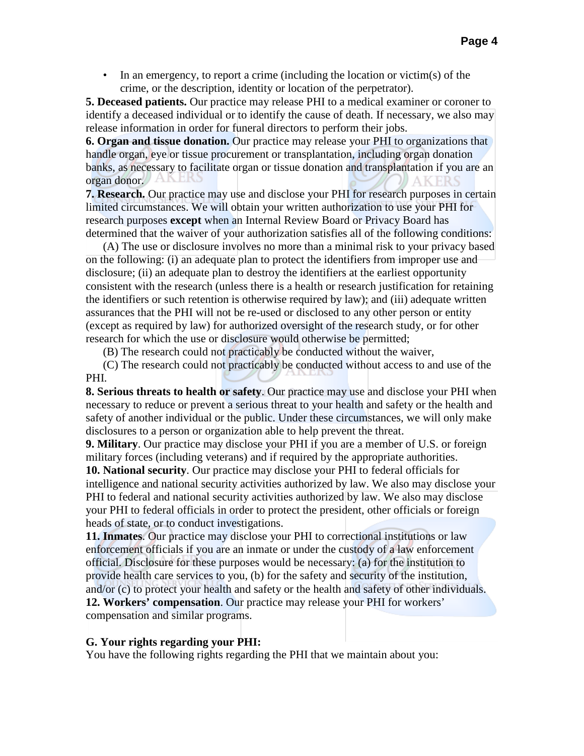- In an emergency, to report a crime (including the location or victim(s) of the crime, or the description, identity or location of the perpetrator).

**5. Deceased patients.** Our practice may release PHI to a medical examiner or coroner to identify a deceased individual or to identify the cause of death. If necessary, we also may release information in order for funeral directors to perform their jobs.

**6. Organ and tissue donation.** Our practice may release your PHI to organizations that handle organ, eye or tissue procurement or transplantation, including organ donation banks, as necessary to facilitate organ or tissue donation and transplantation if you are an organ donor.

**7. Research.** Our practice may use and disclose your PHI for research purposes in certain limited circumstances. We will obtain your written authorization to use your PHI for research purposes **except** when an Internal Review Board or Privacy Board has determined that the waiver of your authorization satisfies all of the following conditions:

(A) The use or disclosure involves no more than a minimal risk to your privacy based on the following: (i) an adequate plan to protect the identifiers from improper use and disclosure; (ii) an adequate plan to destroy the identifiers at the earliest opportunity consistent with the research (unless there is a health or research justification for retaining the identifiers or such retention is otherwise required by law); and (iii) adequate written assurances that the PHI will not be re-used or disclosed to any other person or entity (except as required by law) for authorized oversight of the research study, or for other research for which the use or disclosure would otherwise be permitted;

(B) The research could not practicably be conducted without the waiver,

(C) The research could not practicably be conducted without access to and use of the PHI.

**8. Serious threats to health or safety**. Our practice may use and disclose your PHI when necessary to reduce or prevent a serious threat to your health and safety or the health and safety of another individual or the public. Under these circumstances, we will only make disclosures to a person or organization able to help prevent the threat.

**9. Military**. Our practice may disclose your PHI if you are a member of U.S. or foreign military forces (including veterans) and if required by the appropriate authorities.

**10. National security**. Our practice may disclose your PHI to federal officials for intelligence and national security activities authorized by law. We also may disclose your PHI to federal and national security activities authorized by law. We also may disclose your PHI to federal officials in order to protect the president, other officials or foreign heads of state, or to conduct investigations.

**11. Inmates**. Our practice may disclose your PHI to correctional institutions or law enforcement officials if you are an inmate or under the custody of a law enforcement official. Disclosure for these purposes would be necessary: (a) for the institution to provide health care services to you, (b) for the safety and security of the institution, and/or (c) to protect your health and safety or the health and safety of other individuals.

**12. Workers' compensation**. Our practice may release your PHI for workers' compensation and similar programs.

**G. Your rights regarding your PHI:**

You have the following rights regarding the PHI that we maintain about you: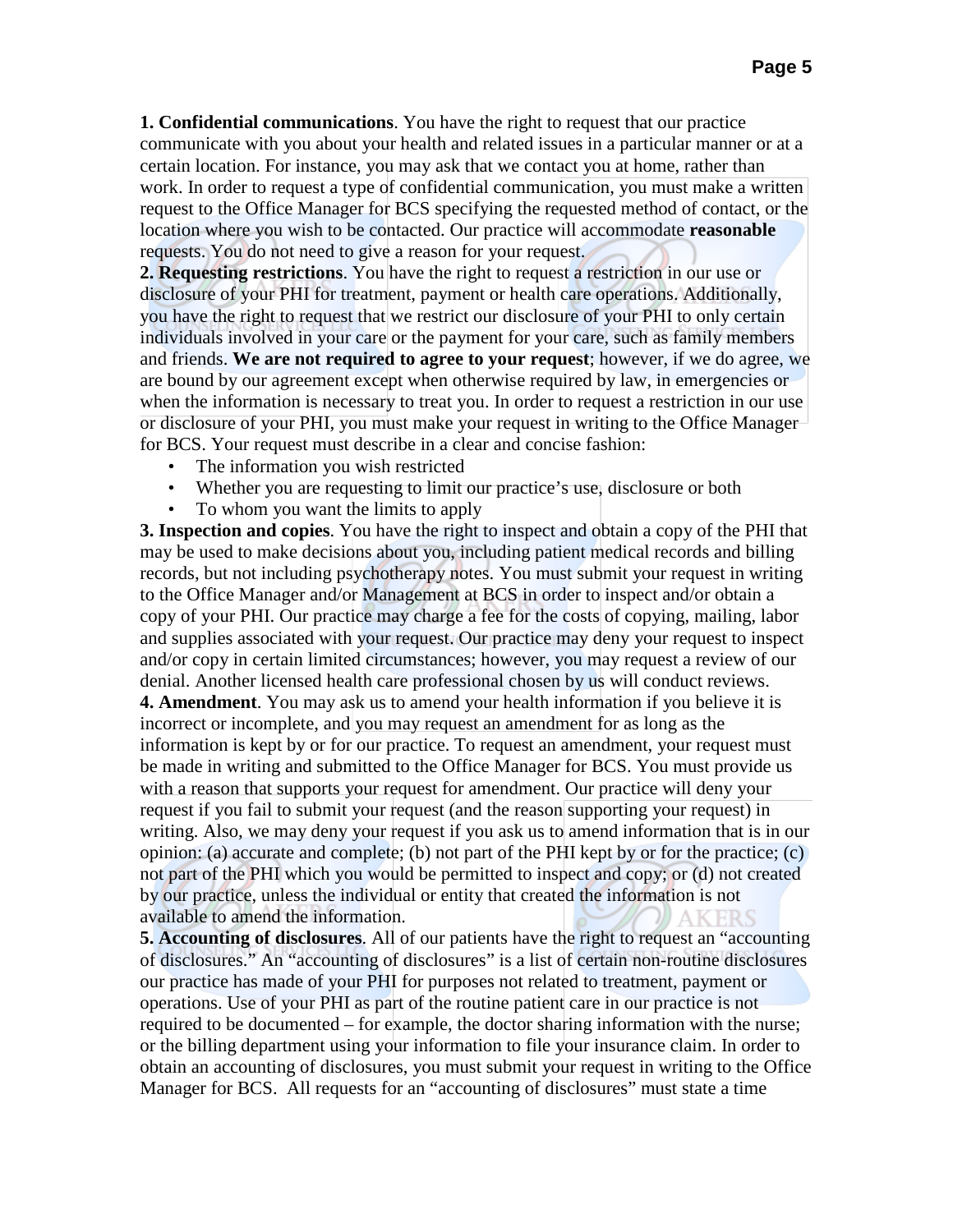**1. Confidential communications**. You have the right to request that our practice communicate with you about your health and related issues in a particular manner or at a certain location. For instance, you may ask that we contact you at home, rather than work. In order to request a type of confidential communication, you must make a written request to the Office Manager for BCS specifying the requested method of contact, or the location where you wish to be contacted. Our practice will accommodate **reasonable** requests. You do not need to give a reason for your request.

**2. Requesting restrictions**. You have the right to request a restriction in our use or disclosure of your PHI for treatment, payment or health care operations. Additionally, you have the right to request that we restrict our disclosure of your PHI to only certain individuals involved in your care or the payment for your care, such as family members and friends. **We are not required to agree to your request**; however, if we do agree, we are bound by our agreement except when otherwise required by law, in emergencies or when the information is necessary to treat you. In order to request a restriction in our use or disclosure of your PHI, you must make your request in writing to the Office Manager for BCS. Your request must describe in a clear and concise fashion:

- The information you wish restricted
- Whether you are requesting to limit our practice's use, disclosure or both
- To whom you want the limits to apply

**3. Inspection and copies**. You have the right to inspect and obtain a copy of the PHI that may be used to make decisions about you, including patient medical records and billing records, but not including psychotherapy notes. You must submit your request in writing to the Office Manager and/or Management at BCS in order to inspect and/or obtain a copy of your PHI. Our practice may charge a fee for the costs of copying, mailing, labor and supplies associated with your request. Our practice may deny your request to inspect and/or copy in certain limited circumstances; however, you may request a review of our denial. Another licensed health care professional chosen by us will conduct reviews.

**4. Amendment**. You may ask us to amend your health information if you believe it is incorrect or incomplete, and you may request an amendment for as long as the information is kept by or for our practice. To request an amendment, your request must be made in writing and submitted to the Office Manager for BCS. You must provide us with a reason that supports your request for amendment. Our practice will deny your request if you fail to submit your request (and the reason supporting your request) in writing. Also, we may deny your request if you ask us to amend information that is in our opinion: (a) accurate and complete; (b) not part of the PHI kept by or for the practice; (c) not part of the PHI which you would be permitted to inspect and copy; or (d) not created by our practice, unless the individual or entity that created the information is not available to amend the information.

**5. Accounting of disclosures**. All of our patients have the right to request an "accounting of disclosures." An "accounting of disclosures" is a list of certain non-routine disclosures our practice has made of your PHI for purposes not related to treatment, payment or operations. Use of your PHI as part of the routine patient care in our practice is not required to be documented – for example, the doctor sharing information with the nurse; or the billing department using your information to file your insurance claim. In order to obtain an accounting of disclosures, you must submit your request in writing to the Office Manager for BCS. All requests for an "accounting of disclosures" must state a time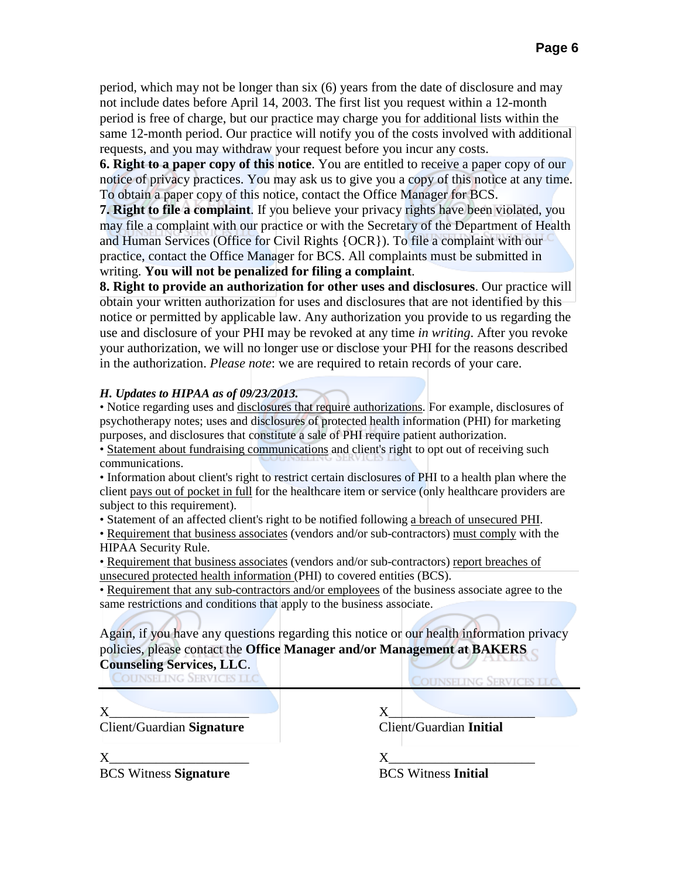period, which may not be longer than six (6) years from the date of disclosure and may not include dates before April 14, 2003. The first list you request within a 12-month period is free of charge, but our practice may charge you for additional lists within the same 12-month period. Our practice will notify you of the costs involved with additional requests, and you may withdraw your request before you incur any costs.

**6. Right to a paper copy of this notice**. You are entitled to receive a paper copy of our notice of privacy practices. You may ask us to give you a copy of this notice at any time. To obtain a paper copy of this notice, contact the Office Manager for BCS.

**7. Right to file a complaint**. If you believe your privacy rights have been violated, you may file a complaint with our practice or with the Secretary of the Department of Health and Human Services (Office for Civil Rights {OCR}). To file a complaint with our practice, contact the Office Manager for BCS. All complaints must be submitted in writing. **You will not be penalized for filing a complaint**.

**8. Right to provide an authorization for other uses and disclosures**. Our practice will obtain your written authorization for uses and disclosures that are not identified by this notice or permitted by applicable law. Any authorization you provide to us regarding the use and disclosure of your PHI may be revoked at any time *in writing*. After you revoke your authorization, we will no longer use or disclose your PHI for the reasons described in the authorization. *Please note*: we are required to retain records of your care.

***H. Updates to HIPAA as of 09/23/2013.***

- Notice regarding uses and disclosures that require authorizations. For example, disclosures of psychotherapy notes; uses and disclosures of protected health information (PHI) for marketing purposes, and disclosures that constitute a sale of PHI require patient authorization.
- Statement about fundraising communications and client's right to opt out of receiving such communications.
- Information about client's right to restrict certain disclosures of PHI to a health plan where the client pays out of pocket in full for the healthcare item or service (only healthcare providers are subject to this requirement).
- Statement of an affected client's right to be notified following a breach of unsecured PHI.
- Requirement that business associates (vendors and/or sub-contractors) must comply with the HIPAA Security Rule.
- Requirement that business associates (vendors and/or sub-contractors) report breaches of unsecured protected health information (PHI) to covered entities (BCS).
- Requirement that any sub-contractors and/or employees of the business associate agree to the same restrictions and conditions that apply to the business associate.

Again, if you have any questions regarding this notice or our health information privacy policies, please contact the **Office Manager and/or Management at BAKERS Counseling Services, LLC**.

X____________________
Client/Guardian **Signature**

X____________________
Client/Guardian **Initial**

X____________________
BCS Witness **Signature**

X____________________
BCS Witness **Initial**